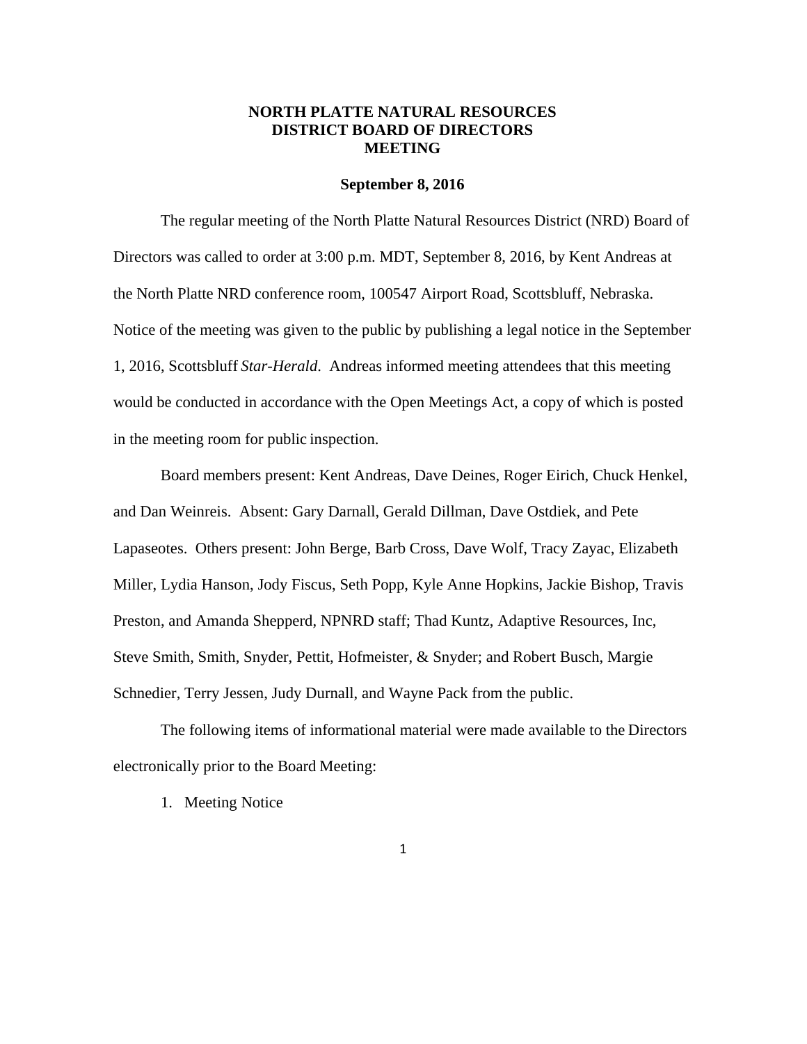# NORTH PLATTE NATURAL RESOURCES DISTRICT BOARD OF DIRECTORS MEETING

**September 8, 2016**

The regular meeting of the North Platte Natural Resources District (NRD) Board of Directors was called to order at 3:00 p.m. MDT, September 8, 2016, by Kent Andreas at the North Platte NRD conference room, 100547 Airport Road, Scottsbluff, Nebraska. Notice of the meeting was given to the public by publishing a legal notice in the September 1, 2016, Scottsbluff *Star-Herald*. Andreas informed meeting attendees that this meeting would be conducted in accordance with the Open Meetings Act, a copy of which is posted in the meeting room for public inspection.

Board members present: Kent Andreas, Dave Deines, Roger Eirich, Chuck Henkel, and Dan Weinreis. Absent: Gary Darnall, Gerald Dillman, Dave Ostdiek, and Pete Lapaseotes. Others present: John Berge, Barb Cross, Dave Wolf, Tracy Zayac, Elizabeth Miller, Lydia Hanson, Jody Fiscus, Seth Popp, Kyle Anne Hopkins, Jackie Bishop, Travis Preston, and Amanda Shepperd, NPNRD staff; Thad Kuntz, Adaptive Resources, Inc, Steve Smith, Smith, Snyder, Pettit, Hofmeister, & Snyder; and Robert Busch, Margie Schnedier, Terry Jessen, Judy Durnall, and Wayne Pack from the public.

The following items of informational material were made available to the Directors electronically prior to the Board Meeting:

1. Meeting Notice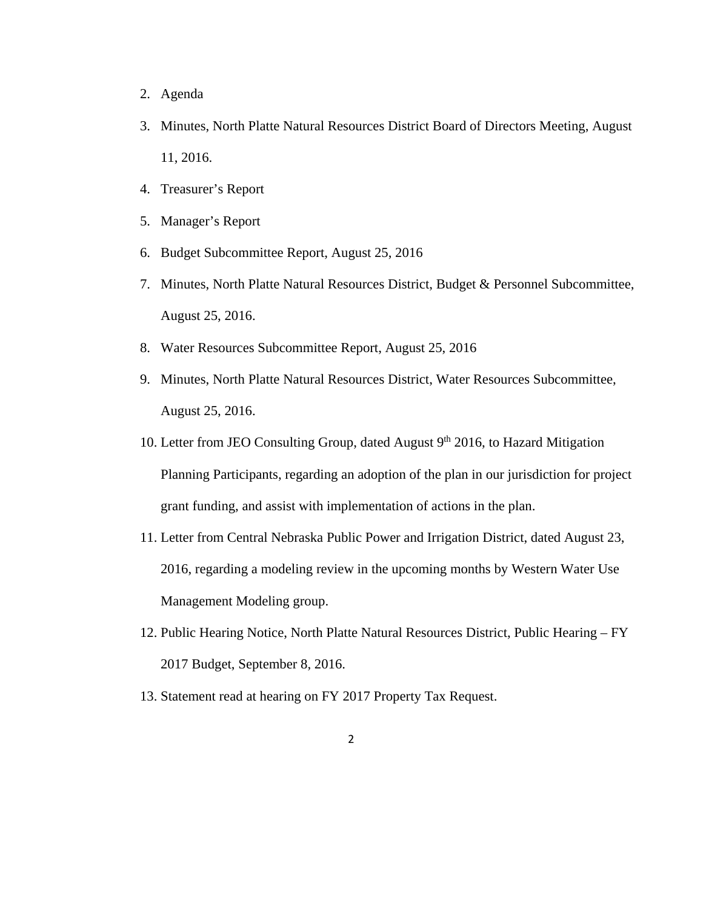2. Agenda
3. Minutes, North Platte Natural Resources District Board of Directors Meeting, August 11, 2016.
4. Treasurer's Report
5. Manager's Report
6. Budget Subcommittee Report, August 25, 2016
7. Minutes, North Platte Natural Resources District, Budget & Personnel Subcommittee, August 25, 2016.
8. Water Resources Subcommittee Report, August 25, 2016
9. Minutes, North Platte Natural Resources District, Water Resources Subcommittee, August 25, 2016.
10. Letter from JEO Consulting Group, dated August 9th 2016, to Hazard Mitigation Planning Participants, regarding an adoption of the plan in our jurisdiction for project grant funding, and assist with implementation of actions in the plan.
11. Letter from Central Nebraska Public Power and Irrigation District, dated August 23, 2016, regarding a modeling review in the upcoming months by Western Water Use Management Modeling group.
12. Public Hearing Notice, North Platte Natural Resources District, Public Hearing – FY 2017 Budget, September 8, 2016.
13. Statement read at hearing on FY 2017 Property Tax Request.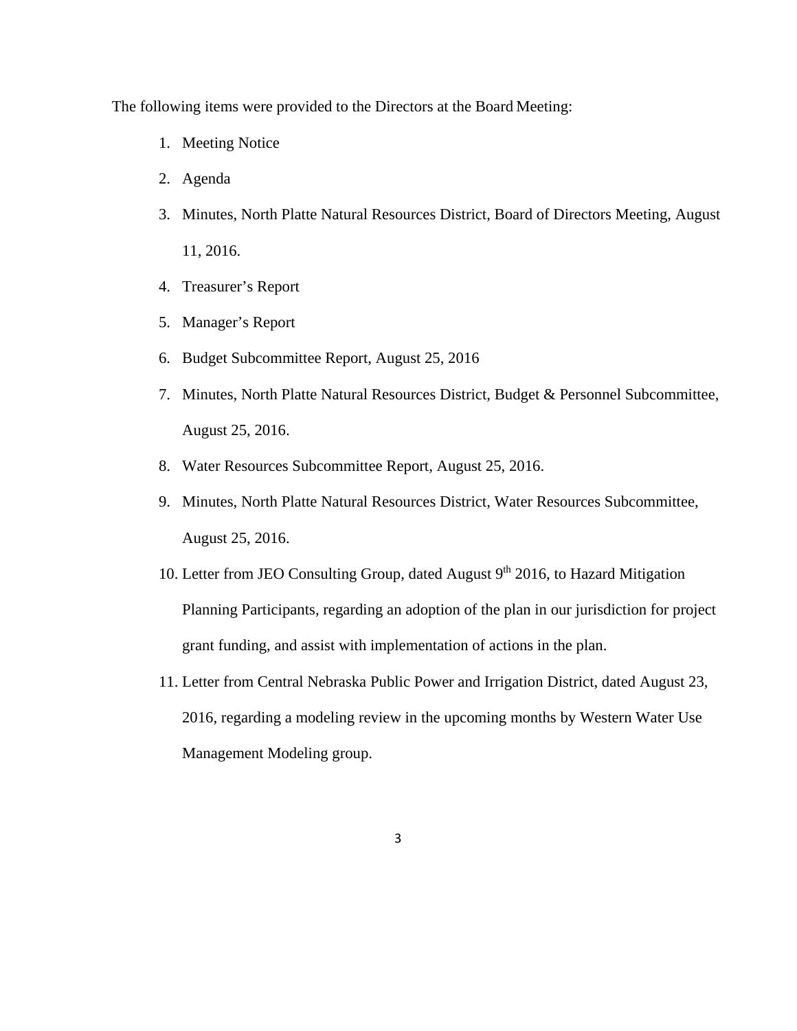The following items were provided to the Directors at the Board Meeting:

1. Meeting Notice
2. Agenda
3. Minutes, North Platte Natural Resources District, Board of Directors Meeting, August 11, 2016.
4. Treasurer's Report
5. Manager's Report
6. Budget Subcommittee Report, August 25, 2016
7. Minutes, North Platte Natural Resources District, Budget & Personnel Subcommittee, August 25, 2016.
8. Water Resources Subcommittee Report, August 25, 2016.
9. Minutes, North Platte Natural Resources District, Water Resources Subcommittee, August 25, 2016.
10. Letter from JEO Consulting Group, dated August 9th 2016, to Hazard Mitigation Planning Participants, regarding an adoption of the plan in our jurisdiction for project grant funding, and assist with implementation of actions in the plan.
11. Letter from Central Nebraska Public Power and Irrigation District, dated August 23, 2016, regarding a modeling review in the upcoming months by Western Water Use Management Modeling group.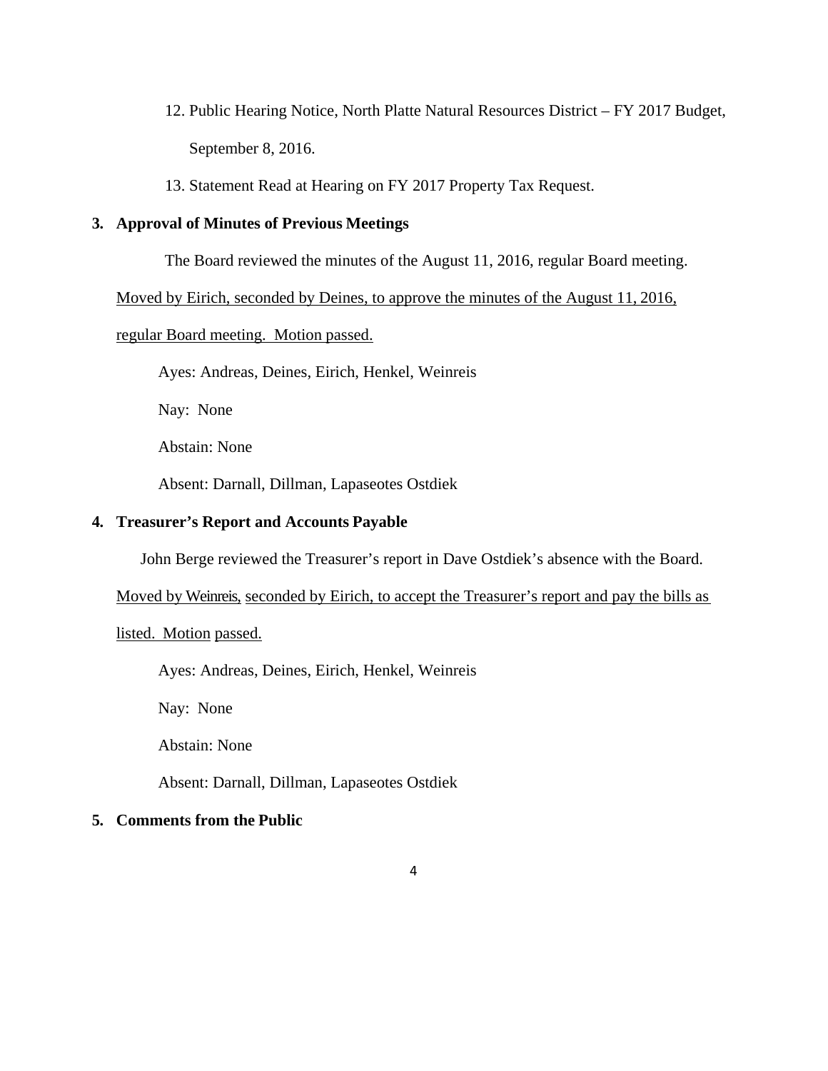12. Public Hearing Notice, North Platte Natural Resources District – FY 2017 Budget, September 8, 2016.
13. Statement Read at Hearing on FY 2017 Property Tax Request.

**3. Approval of Minutes of Previous Meetings**

The Board reviewed the minutes of the August 11, 2016, regular Board meeting.

Moved by Eirich, seconded by Deines, to approve the minutes of the August 11, 2016, regular Board meeting. Motion passed.

Ayes: Andreas, Deines, Eirich, Henkel, Weinreis

Nay: None

Abstain: None

Absent: Darnall, Dillman, Lapaseotes Ostdiek

**4. Treasurer's Report and Accounts Payable**

John Berge reviewed the Treasurer's report in Dave Ostdiek's absence with the Board.

Moved by Weinreis, seconded by Eirich, to accept the Treasurer's report and pay the bills as listed. Motion passed.

Ayes: Andreas, Deines, Eirich, Henkel, Weinreis

Nay: None

Abstain: None

Absent: Darnall, Dillman, Lapaseotes Ostdiek

**5. Comments from the Public**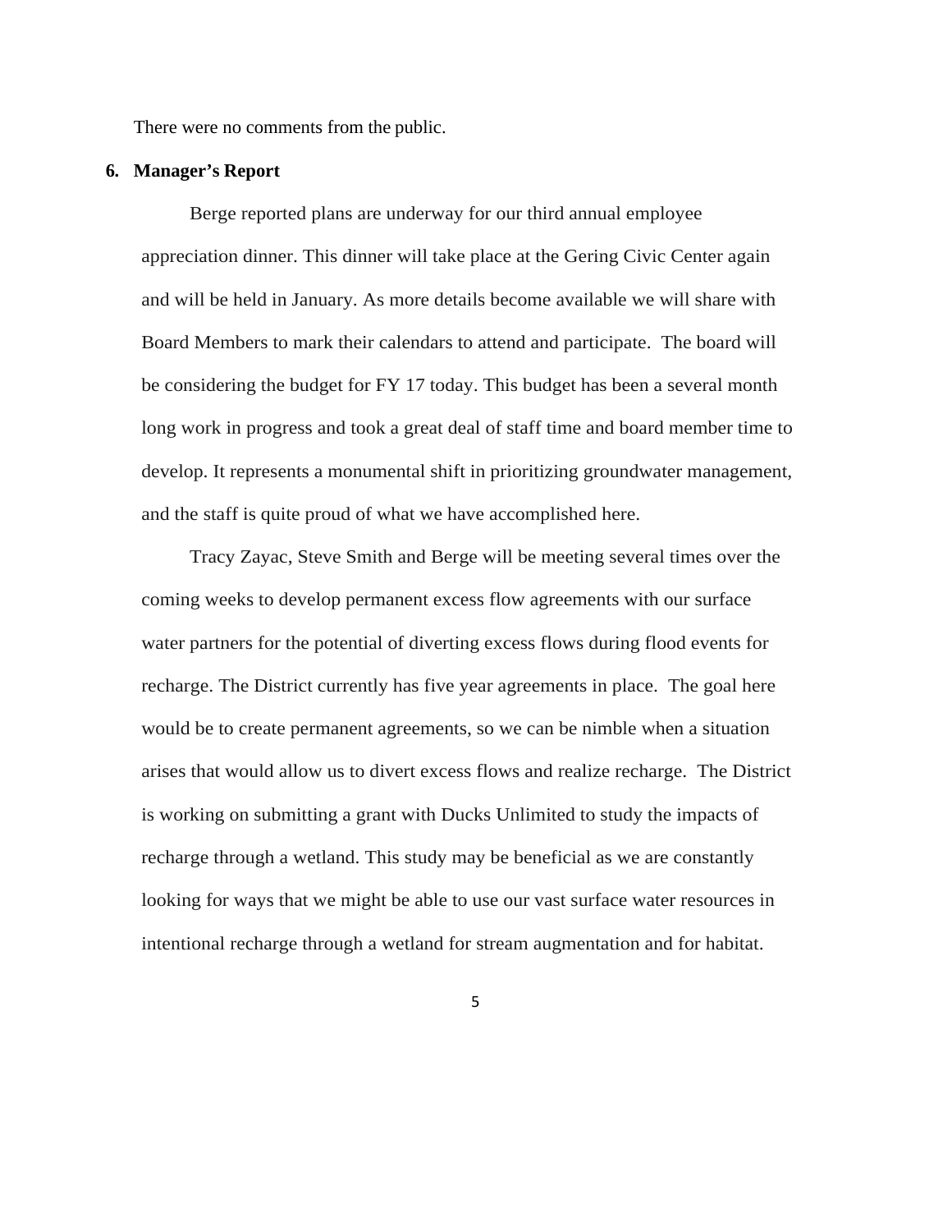There were no comments from the public.

**6. Manager's Report**

Berge reported plans are underway for our third annual employee appreciation dinner. This dinner will take place at the Gering Civic Center again and will be held in January. As more details become available we will share with Board Members to mark their calendars to attend and participate. The board will be considering the budget for FY 17 today. This budget has been a several month long work in progress and took a great deal of staff time and board member time to develop. It represents a monumental shift in prioritizing groundwater management, and the staff is quite proud of what we have accomplished here.

Tracy Zayac, Steve Smith and Berge will be meeting several times over the coming weeks to develop permanent excess flow agreements with our surface water partners for the potential of diverting excess flows during flood events for recharge. The District currently has five year agreements in place. The goal here would be to create permanent agreements, so we can be nimble when a situation arises that would allow us to divert excess flows and realize recharge. The District is working on submitting a grant with Ducks Unlimited to study the impacts of recharge through a wetland. This study may be beneficial as we are constantly looking for ways that we might be able to use our vast surface water resources in intentional recharge through a wetland for stream augmentation and for habitat.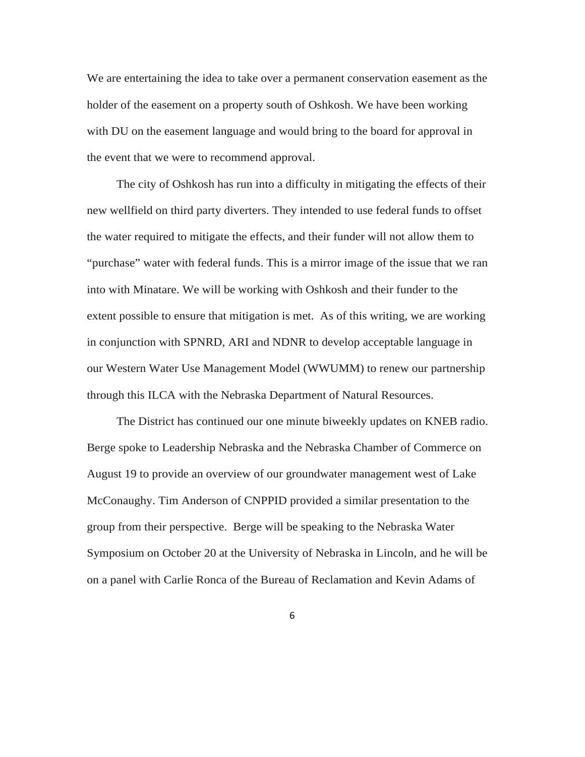We are entertaining the idea to take over a permanent conservation easement as the holder of the easement on a property south of Oshkosh. We have been working with DU on the easement language and would bring to the board for approval in the event that we were to recommend approval.

The city of Oshkosh has run into a difficulty in mitigating the effects of their new wellfield on third party diverters. They intended to use federal funds to offset the water required to mitigate the effects, and their funder will not allow them to "purchase" water with federal funds. This is a mirror image of the issue that we ran into with Minatare. We will be working with Oshkosh and their funder to the extent possible to ensure that mitigation is met. As of this writing, we are working in conjunction with SPNRD, ARI and NDNR to develop acceptable language in our Western Water Use Management Model (WWUMM) to renew our partnership through this ILCA with the Nebraska Department of Natural Resources.

The District has continued our one minute biweekly updates on KNEB radio. Berge spoke to Leadership Nebraska and the Nebraska Chamber of Commerce on August 19 to provide an overview of our groundwater management west of Lake McConaughy. Tim Anderson of CNPPID provided a similar presentation to the group from their perspective. Berge will be speaking to the Nebraska Water Symposium on October 20 at the University of Nebraska in Lincoln, and he will be on a panel with Carlie Ronca of the Bureau of Reclamation and Kevin Adams of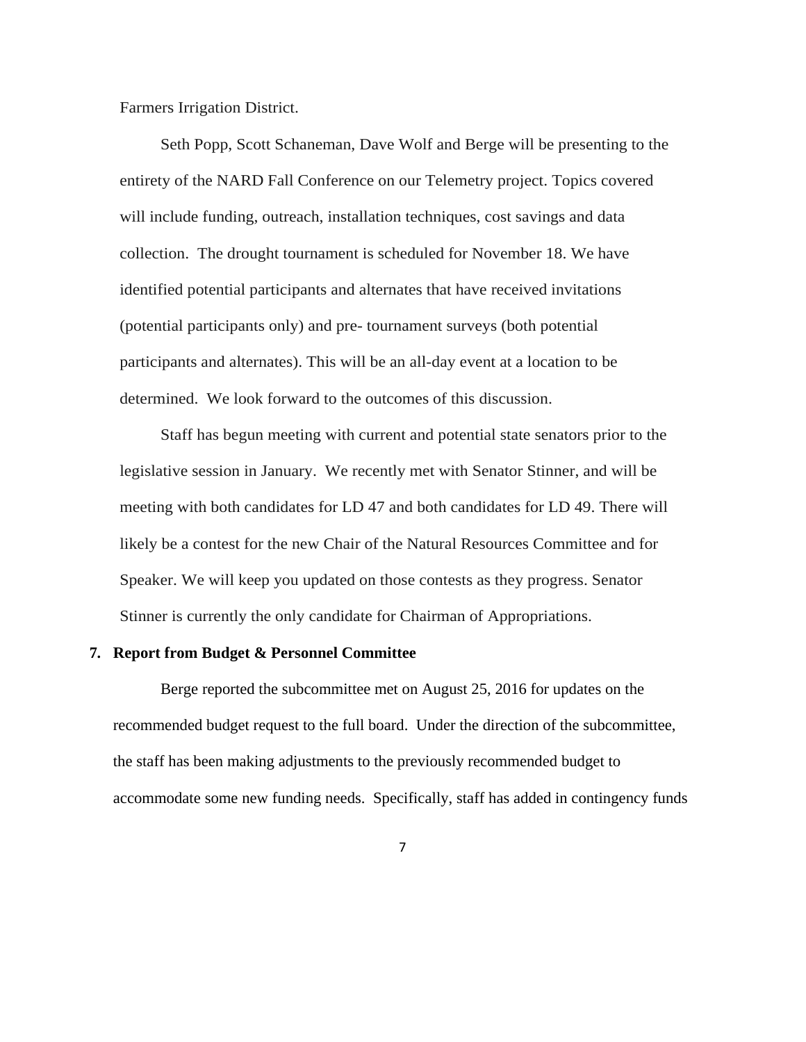Farmers Irrigation District.

Seth Popp, Scott Schaneman, Dave Wolf and Berge will be presenting to the entirety of the NARD Fall Conference on our Telemetry project. Topics covered will include funding, outreach, installation techniques, cost savings and data collection. The drought tournament is scheduled for November 18. We have identified potential participants and alternates that have received invitations (potential participants only) and pre- tournament surveys (both potential participants and alternates). This will be an all-day event at a location to be determined. We look forward to the outcomes of this discussion.

Staff has begun meeting with current and potential state senators prior to the legislative session in January. We recently met with Senator Stinner, and will be meeting with both candidates for LD 47 and both candidates for LD 49. There will likely be a contest for the new Chair of the Natural Resources Committee and for Speaker. We will keep you updated on those contests as they progress. Senator Stinner is currently the only candidate for Chairman of Appropriations.

**7. Report from Budget & Personnel Committee**

Berge reported the subcommittee met on August 25, 2016 for updates on the recommended budget request to the full board. Under the direction of the subcommittee, the staff has been making adjustments to the previously recommended budget to accommodate some new funding needs. Specifically, staff has added in contingency funds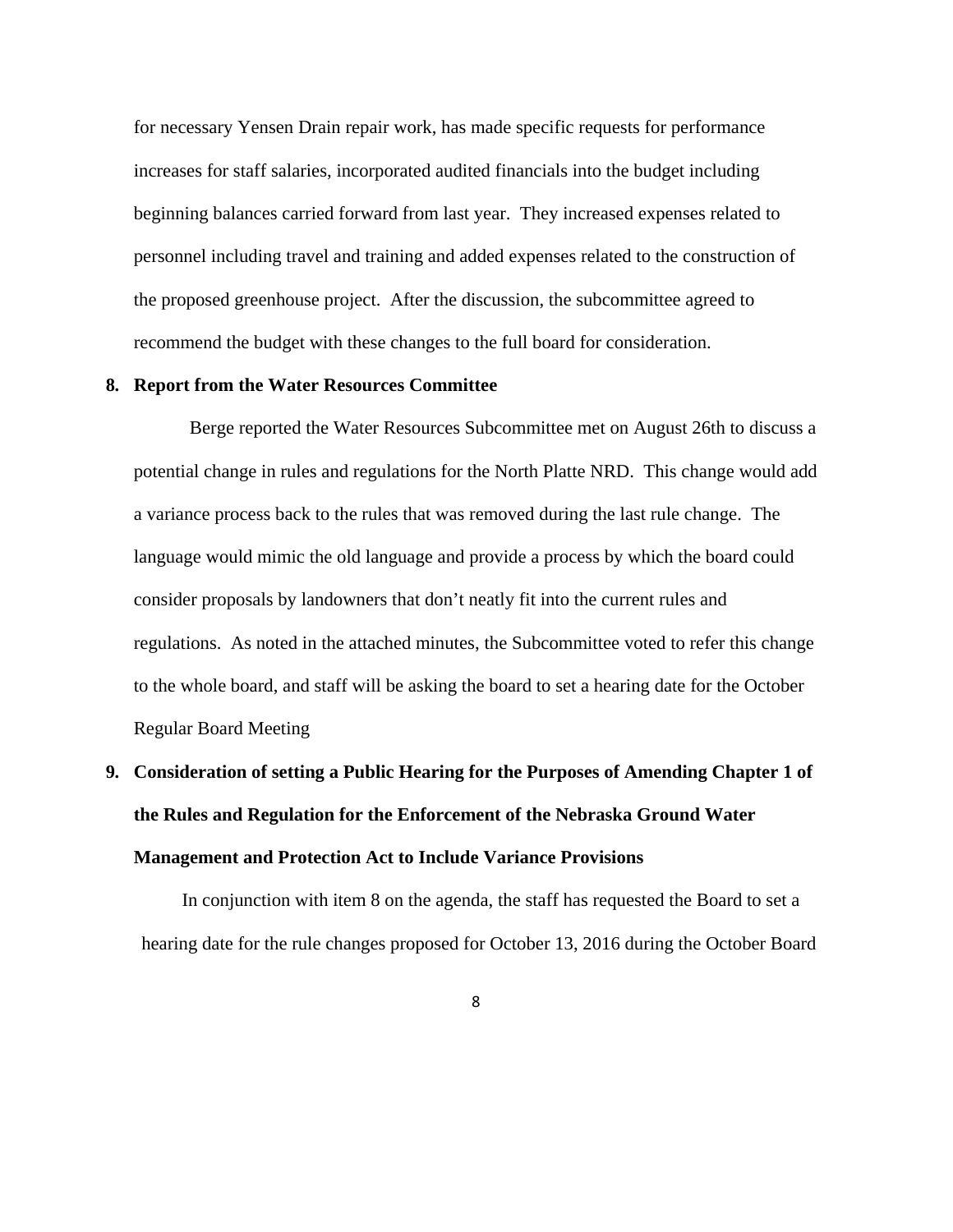for necessary Yensen Drain repair work, has made specific requests for performance increases for staff salaries, incorporated audited financials into the budget including beginning balances carried forward from last year. They increased expenses related to personnel including travel and training and added expenses related to the construction of the proposed greenhouse project. After the discussion, the subcommittee agreed to recommend the budget with these changes to the full board for consideration.

**8. Report from the Water Resources Committee**

Berge reported the Water Resources Subcommittee met on August 26th to discuss a potential change in rules and regulations for the North Platte NRD. This change would add a variance process back to the rules that was removed during the last rule change. The language would mimic the old language and provide a process by which the board could consider proposals by landowners that don't neatly fit into the current rules and regulations. As noted in the attached minutes, the Subcommittee voted to refer this change to the whole board, and staff will be asking the board to set a hearing date for the October Regular Board Meeting

**9. Consideration of setting a Public Hearing for the Purposes of Amending Chapter 1 of the Rules and Regulation for the Enforcement of the Nebraska Ground Water Management and Protection Act to Include Variance Provisions**

In conjunction with item 8 on the agenda, the staff has requested the Board to set a hearing date for the rule changes proposed for October 13, 2016 during the October Board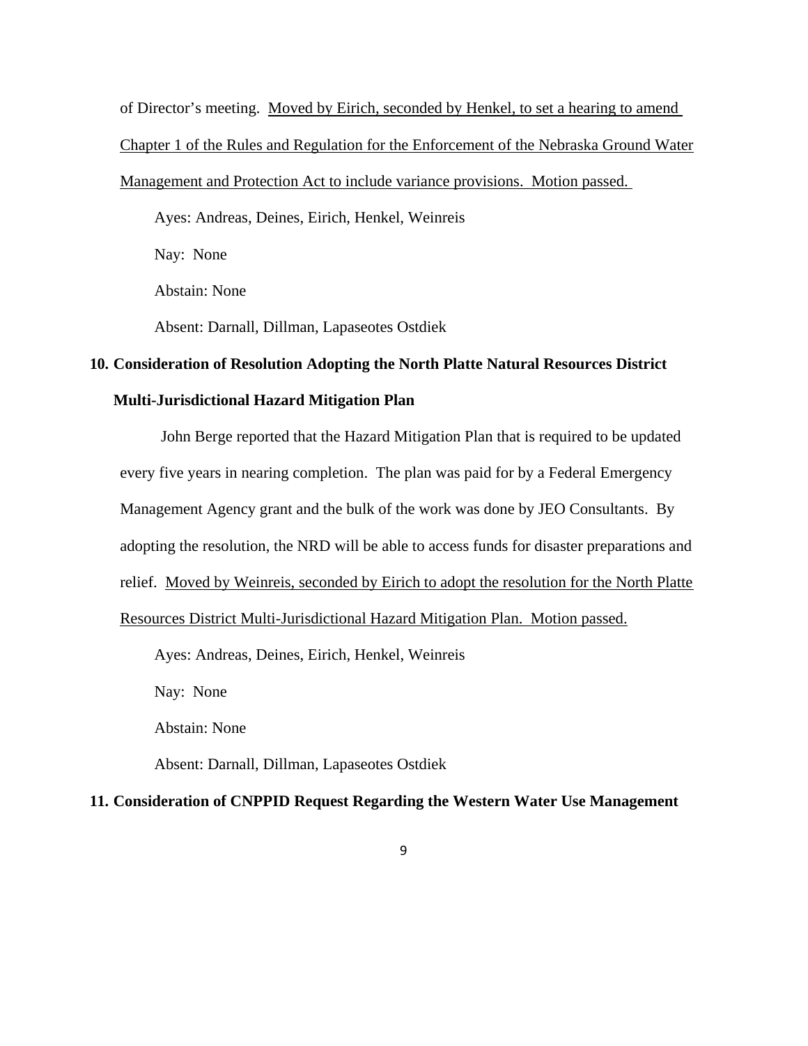of Director's meeting. Moved by Eirich, seconded by Henkel, to set a hearing to amend Chapter 1 of the Rules and Regulation for the Enforcement of the Nebraska Ground Water Management and Protection Act to include variance provisions. Motion passed.

Ayes: Andreas, Deines, Eirich, Henkel, Weinreis

Nay: None

Abstain: None

Absent: Darnall, Dillman, Lapaseotes Ostdiek

**10. Consideration of Resolution Adopting the North Platte Natural Resources District Multi-Jurisdictional Hazard Mitigation Plan**

John Berge reported that the Hazard Mitigation Plan that is required to be updated every five years in nearing completion. The plan was paid for by a Federal Emergency Management Agency grant and the bulk of the work was done by JEO Consultants. By adopting the resolution, the NRD will be able to access funds for disaster preparations and relief. Moved by Weinreis, seconded by Eirich to adopt the resolution for the North Platte Resources District Multi-Jurisdictional Hazard Mitigation Plan. Motion passed.

Ayes: Andreas, Deines, Eirich, Henkel, Weinreis

Nay: None

Abstain: None

Absent: Darnall, Dillman, Lapaseotes Ostdiek

**11. Consideration of CNPPID Request Regarding the Western Water Use Management**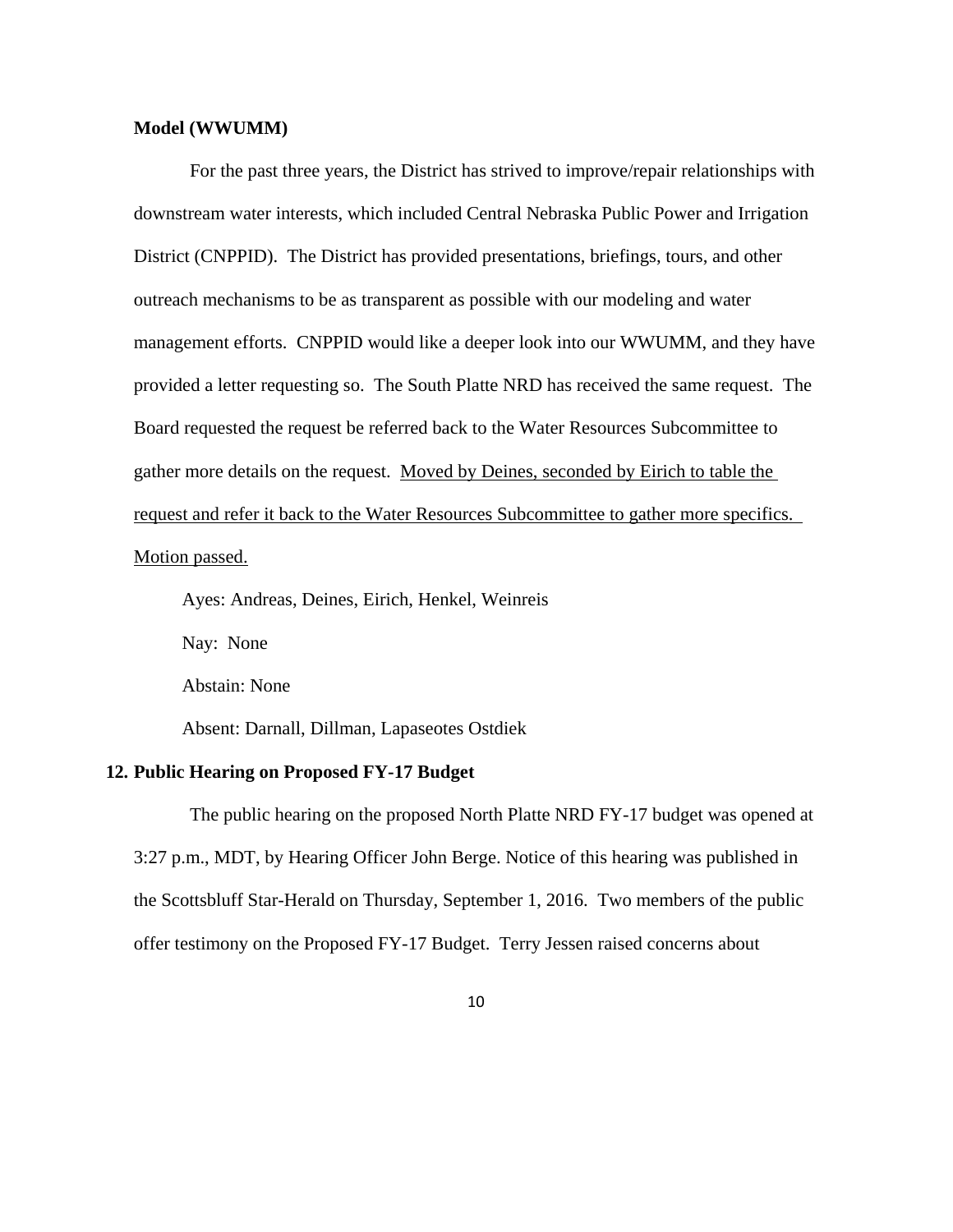**Model (WWUMM)**

For the past three years, the District has strived to improve/repair relationships with downstream water interests, which included Central Nebraska Public Power and Irrigation District (CNPPID). The District has provided presentations, briefings, tours, and other outreach mechanisms to be as transparent as possible with our modeling and water management efforts. CNPPID would like a deeper look into our WWUMM, and they have provided a letter requesting so. The South Platte NRD has received the same request. The Board requested the request be referred back to the Water Resources Subcommittee to gather more details on the request. <u>Moved by Deines, seconded by Eirich to table the request and refer it back to the Water Resources Subcommittee to gather more specifics. Motion passed.</u>

Ayes: Andreas, Deines, Eirich, Henkel, Weinreis

Nay: None

Abstain: None

Absent: Darnall, Dillman, Lapaseotes Ostdiek

**12. Public Hearing on Proposed FY-17 Budget**

The public hearing on the proposed North Platte NRD FY-17 budget was opened at 3:27 p.m., MDT, by Hearing Officer John Berge. Notice of this hearing was published in the Scottsbluff Star-Herald on Thursday, September 1, 2016. Two members of the public offer testimony on the Proposed FY-17 Budget. Terry Jessen raised concerns about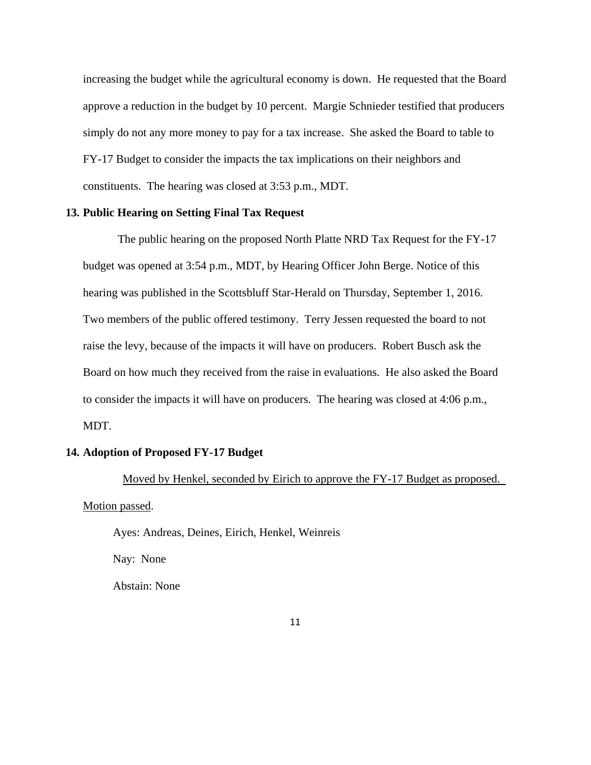increasing the budget while the agricultural economy is down. He requested that the Board approve a reduction in the budget by 10 percent. Margie Schnieder testified that producers simply do not any more money to pay for a tax increase. She asked the Board to table to FY-17 Budget to consider the impacts the tax implications on their neighbors and constituents. The hearing was closed at 3:53 p.m., MDT.

**13. Public Hearing on Setting Final Tax Request**

The public hearing on the proposed North Platte NRD Tax Request for the FY-17 budget was opened at 3:54 p.m., MDT, by Hearing Officer John Berge. Notice of this hearing was published in the Scottsbluff Star-Herald on Thursday, September 1, 2016. Two members of the public offered testimony. Terry Jessen requested the board to not raise the levy, because of the impacts it will have on producers. Robert Busch ask the Board on how much they received from the raise in evaluations. He also asked the Board to consider the impacts it will have on producers. The hearing was closed at 4:06 p.m., MDT.

**14. Adoption of Proposed FY-17 Budget**

<u>Moved by Henkel, seconded by Eirich to approve the FY-17 Budget as proposed. Motion passed</u>.

Ayes: Andreas, Deines, Eirich, Henkel, Weinreis

Nay: None

Abstain: None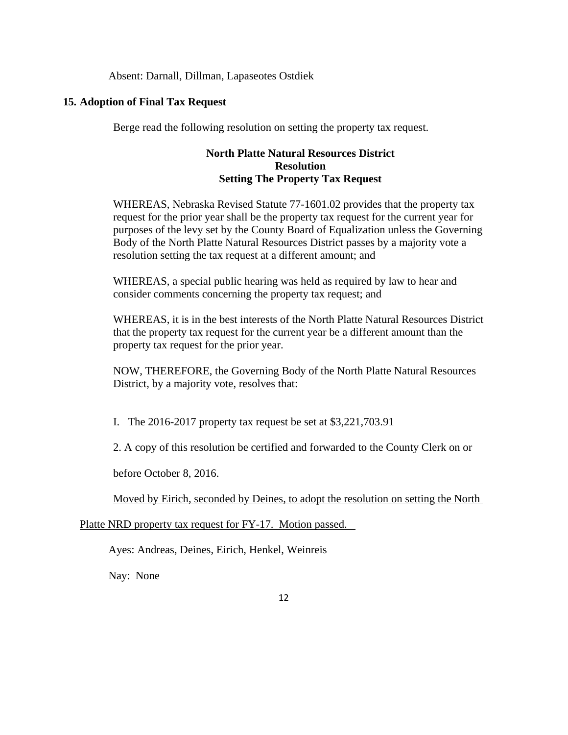Absent: Darnall, Dillman, Lapaseotes Ostdiek

**15. Adoption of Final Tax Request**

Berge read the following resolution on setting the property tax request.

**North Platte Natural Resources District**
**Resolution**
**Setting The Property Tax Request**

WHEREAS, Nebraska Revised Statute 77-1601.02 provides that the property tax request for the prior year shall be the property tax request for the current year for purposes of the levy set by the County Board of Equalization unless the Governing Body of the North Platte Natural Resources District passes by a majority vote a resolution setting the tax request at a different amount; and

WHEREAS, a special public hearing was held as required by law to hear and consider comments concerning the property tax request; and

WHEREAS, it is in the best interests of the North Platte Natural Resources District that the property tax request for the current year be a different amount than the property tax request for the prior year.

NOW, THEREFORE, the Governing Body of the North Platte Natural Resources District, by a majority vote, resolves that:

I. The 2016-2017 property tax request be set at $3,221,703.91

2. A copy of this resolution be certified and forwarded to the County Clerk on or before October 8, 2016.

<u>Moved by Eirich, seconded by Deines, to adopt the resolution on setting the North Platte NRD property tax request for FY-17. Motion passed.</u>

Ayes: Andreas, Deines, Eirich, Henkel, Weinreis

Nay: None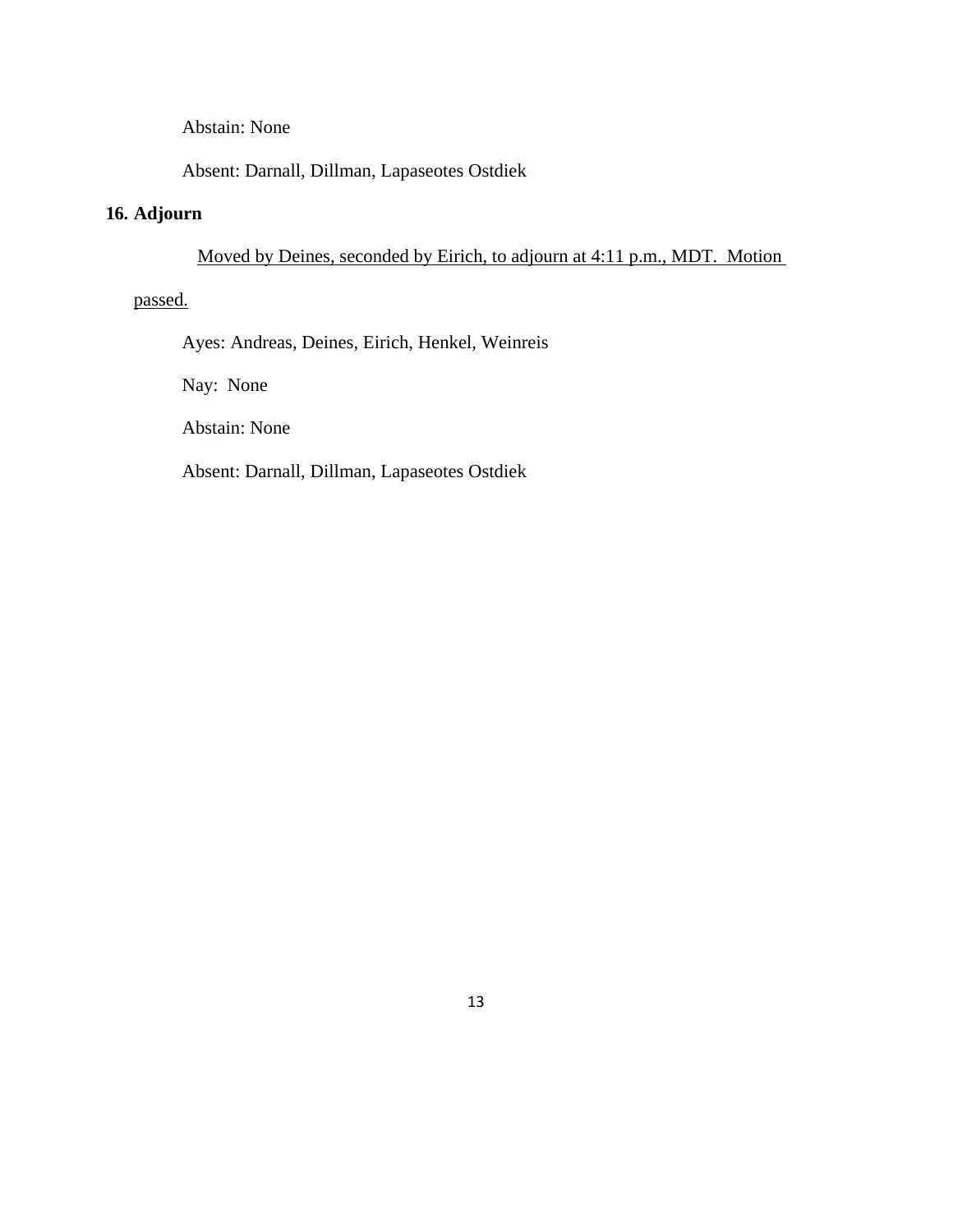Abstain: None

Absent: Darnall, Dillman, Lapaseotes Ostdiek

**16. Adjourn**

Moved by Deines, seconded by Eirich, to adjourn at 4:11 p.m., MDT. Motion passed.

Ayes: Andreas, Deines, Eirich, Henkel, Weinreis

Nay: None

Abstain: None

Absent: Darnall, Dillman, Lapaseotes Ostdiek